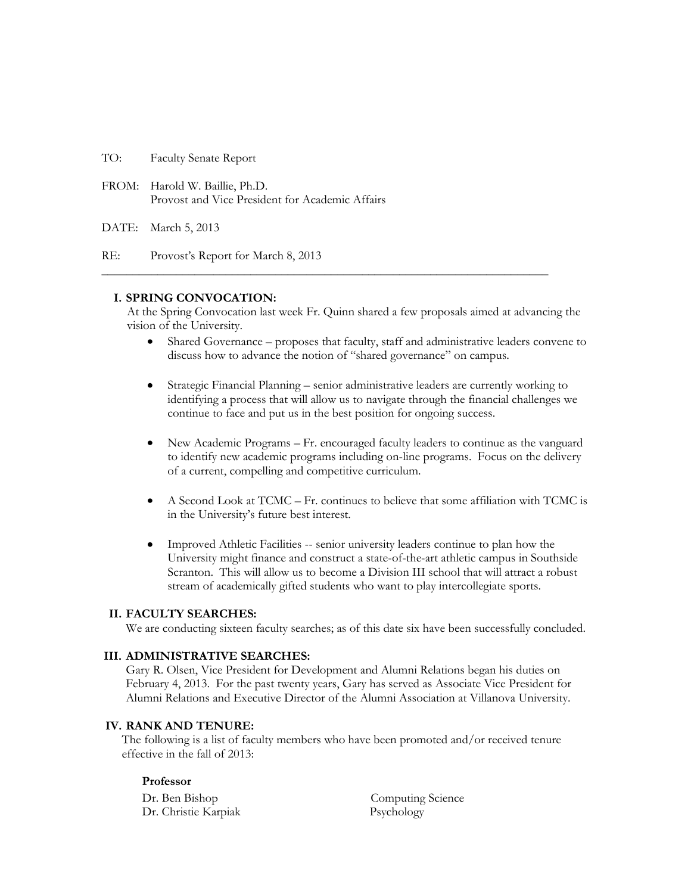TO: Faculty Senate Report

FROM: Harold W. Baillie, Ph.D.
Provost and Vice President for Academic Affairs

DATE: March 5, 2013

RE: Provost's Report for March 8, 2013

---

## I. SPRING CONVOCATION:

At the Spring Convocation last week Fr. Quinn shared a few proposals aimed at advancing the vision of the University.

- Shared Governance – proposes that faculty, staff and administrative leaders convene to discuss how to advance the notion of "shared governance" on campus.

- Strategic Financial Planning – senior administrative leaders are currently working to identifying a process that will allow us to navigate through the financial challenges we continue to face and put us in the best position for ongoing success.

- New Academic Programs – Fr. encouraged faculty leaders to continue as the vanguard to identify new academic programs including on-line programs. Focus on the delivery of a current, compelling and competitive curriculum.

- A Second Look at TCMC – Fr. continues to believe that some affiliation with TCMC is in the University's future best interest.

- Improved Athletic Facilities -- senior university leaders continue to plan how the University might finance and construct a state-of-the-art athletic campus in Southside Scranton. This will allow us to become a Division III school that will attract a robust stream of academically gifted students who want to play intercollegiate sports.

## II. FACULTY SEARCHES:

We are conducting sixteen faculty searches; as of this date six have been successfully concluded.

## III. ADMINISTRATIVE SEARCHES:

Gary R. Olsen, Vice President for Development and Alumni Relations began his duties on February 4, 2013. For the past twenty years, Gary has served as Associate Vice President for Alumni Relations and Executive Director of the Alumni Association at Villanova University.

## IV. RANK AND TENURE:

The following is a list of faculty members who have been promoted and/or received tenure effective in the fall of 2013:

**Professor**

| | |
|---|---|
| Dr. Ben Bishop | Computing Science |
| Dr. Christie Karpiak | Psychology |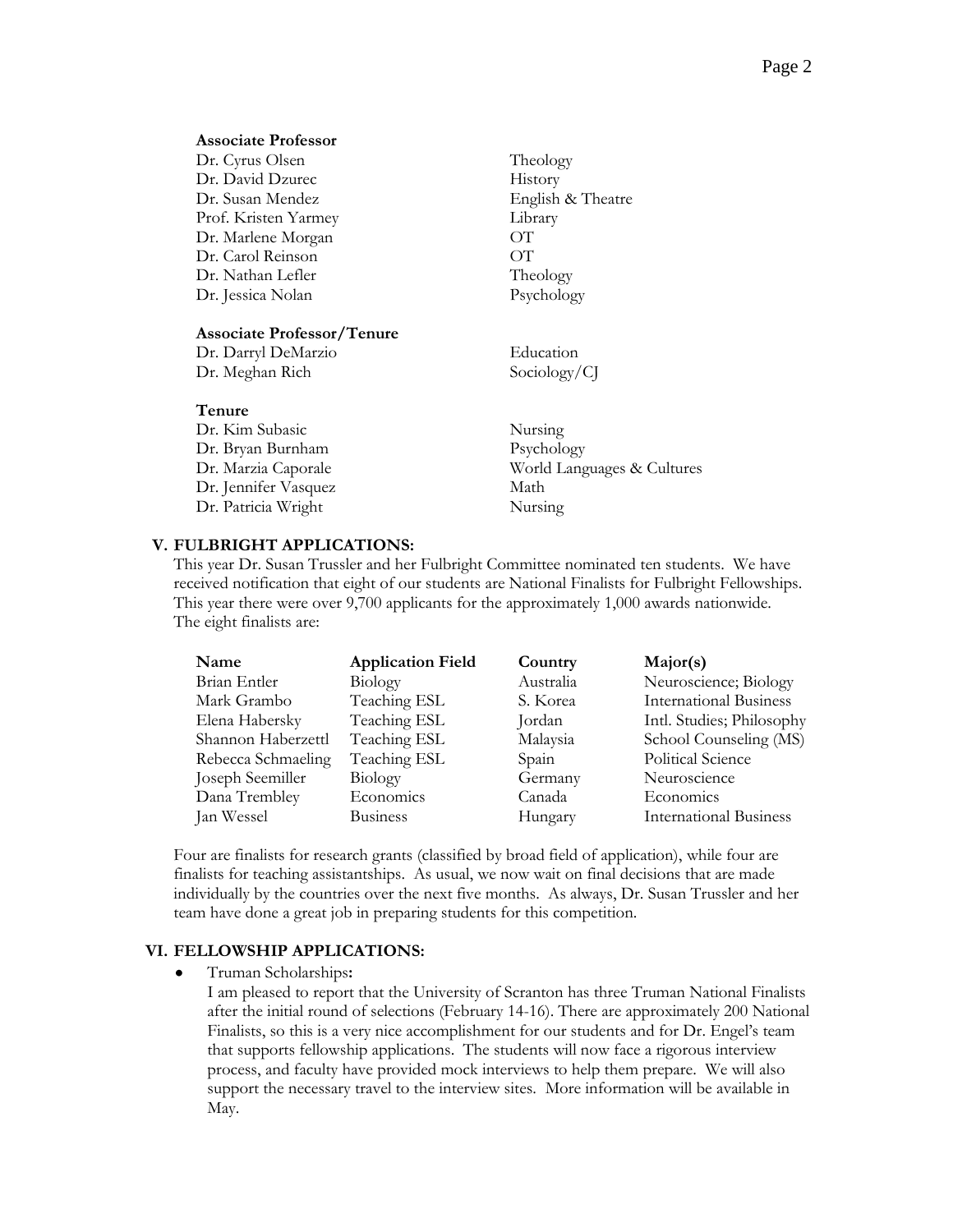**Associate Professor**

| | |
|---|---|
| Dr. Cyrus Olsen | Theology |
| Dr. David Dzurec | History |
| Dr. Susan Mendez | English & Theatre |
| Prof. Kristen Yarmey | Library |
| Dr. Marlene Morgan | OT |
| Dr. Carol Reinson | OT |
| Dr. Nathan Lefler | Theology |
| Dr. Jessica Nolan | Psychology |

**Associate Professor/Tenure**

| | |
|---|---|
| Dr. Darryl DeMarzio | Education |
| Dr. Meghan Rich | Sociology/CJ |

**Tenure**

| | |
|---|---|
| Dr. Kim Subasic | Nursing |
| Dr. Bryan Burnham | Psychology |
| Dr. Marzia Caporale | World Languages & Cultures |
| Dr. Jennifer Vasquez | Math |
| Dr. Patricia Wright | Nursing |

## V. FULBRIGHT APPLICATIONS:

This year Dr. Susan Trussler and her Fulbright Committee nominated ten students. We have received notification that eight of our students are National Finalists for Fulbright Fellowships. This year there were over 9,700 applicants for the approximately 1,000 awards nationwide. The eight finalists are:

| Name | Application Field | Country | Major(s) |
|---|---|---|---|
| Brian Entler | Biology | Australia | Neuroscience; Biology |
| Mark Grambo | Teaching ESL | S. Korea | International Business |
| Elena Habersky | Teaching ESL | Jordan | Intl. Studies; Philosophy |
| Shannon Haberzettl | Teaching ESL | Malaysia | School Counseling (MS) |
| Rebecca Schmaeling | Teaching ESL | Spain | Political Science |
| Joseph Seemiller | Biology | Germany | Neuroscience |
| Dana Trembley | Economics | Canada | Economics |
| Jan Wessel | Business | Hungary | International Business |

Four are finalists for research grants (classified by broad field of application), while four are finalists for teaching assistantships. As usual, we now wait on final decisions that are made individually by the countries over the next five months. As always, Dr. Susan Trussler and her team have done a great job in preparing students for this competition.

## VI. FELLOWSHIP APPLICATIONS:

- Truman Scholarships**:**

  I am pleased to report that the University of Scranton has three Truman National Finalists after the initial round of selections (February 14-16). There are approximately 200 National Finalists, so this is a very nice accomplishment for our students and for Dr. Engel's team that supports fellowship applications. The students will now face a rigorous interview process, and faculty have provided mock interviews to help them prepare. We will also support the necessary travel to the interview sites. More information will be available in May.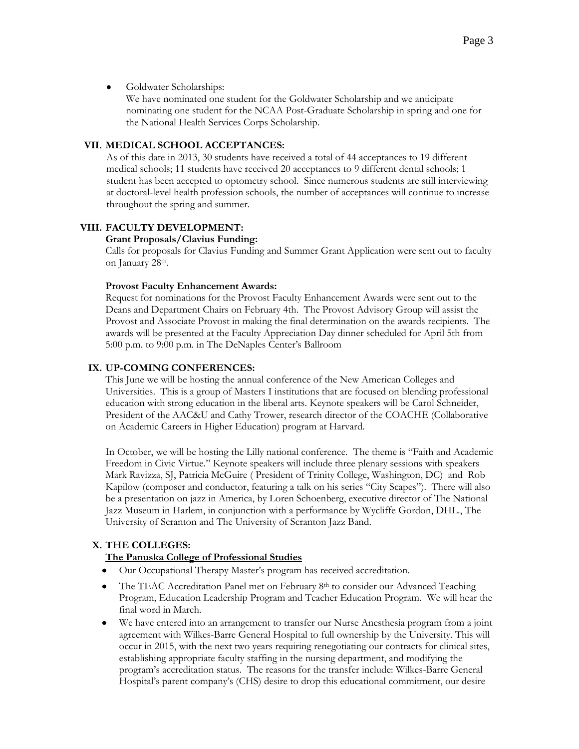- Goldwater Scholarships:
  We have nominated one student for the Goldwater Scholarship and we anticipate nominating one student for the NCAA Post-Graduate Scholarship in spring and one for the National Health Services Corps Scholarship.

## VII. MEDICAL SCHOOL ACCEPTANCES:

As of this date in 2013, 30 students have received a total of 44 acceptances to 19 different medical schools; 11 students have received 20 acceptances to 9 different dental schools; 1 student has been accepted to optometry school. Since numerous students are still interviewing at doctoral-level health profession schools, the number of acceptances will continue to increase throughout the spring and summer.

## VIII. FACULTY DEVELOPMENT:

**Grant Proposals/Clavius Funding:**

Calls for proposals for Clavius Funding and Summer Grant Application were sent out to faculty on January 28th.

**Provost Faculty Enhancement Awards:**

Request for nominations for the Provost Faculty Enhancement Awards were sent out to the Deans and Department Chairs on February 4th. The Provost Advisory Group will assist the Provost and Associate Provost in making the final determination on the awards recipients. The awards will be presented at the Faculty Appreciation Day dinner scheduled for April 5th from 5:00 p.m. to 9:00 p.m. in The DeNaples Center's Ballroom

## IX. UP-COMING CONFERENCES:

This June we will be hosting the annual conference of the New American Colleges and Universities. This is a group of Masters I institutions that are focused on blending professional education with strong education in the liberal arts. Keynote speakers will be Carol Schneider, President of the AAC&U and Cathy Trower, research director of the COACHE (Collaborative on Academic Careers in Higher Education) program at Harvard.

In October, we will be hosting the Lilly national conference. The theme is "Faith and Academic Freedom in Civic Virtue." Keynote speakers will include three plenary sessions with speakers Mark Ravizza, SJ, Patricia McGuire ( President of Trinity College, Washington, DC) and Rob Kapilow (composer and conductor, featuring a talk on his series "City Scapes"). There will also be a presentation on jazz in America, by Loren Schoenberg, executive director of The National Jazz Museum in Harlem, in conjunction with a performance by Wycliffe Gordon, DHL., The University of Scranton and The University of Scranton Jazz Band.

## X. THE COLLEGES:

**The Panuska College of Professional Studies**

- Our Occupational Therapy Master's program has received accreditation.
- The TEAC Accreditation Panel met on February 8th to consider our Advanced Teaching Program, Education Leadership Program and Teacher Education Program. We will hear the final word in March.
- We have entered into an arrangement to transfer our Nurse Anesthesia program from a joint agreement with Wilkes-Barre General Hospital to full ownership by the University. This will occur in 2015, with the next two years requiring renegotiating our contracts for clinical sites, establishing appropriate faculty staffing in the nursing department, and modifying the program's accreditation status. The reasons for the transfer include: Wilkes-Barre General Hospital's parent company's (CHS) desire to drop this educational commitment, our desire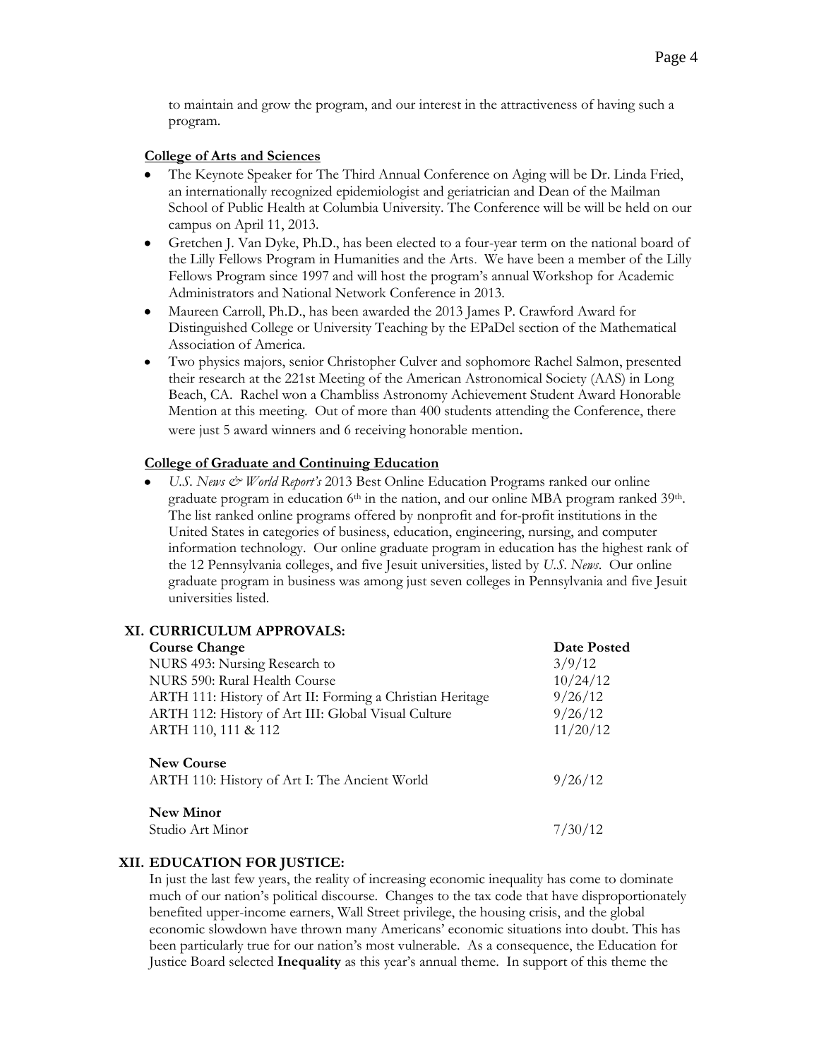to maintain and grow the program, and our interest in the attractiveness of having such a program.

**College of Arts and Sciences**

- The Keynote Speaker for The Third Annual Conference on Aging will be Dr. Linda Fried, an internationally recognized epidemiologist and geriatrician and Dean of the Mailman School of Public Health at Columbia University. The Conference will be will be held on our campus on April 11, 2013.
- Gretchen J. Van Dyke, Ph.D., has been elected to a four-year term on the national board of the Lilly Fellows Program in Humanities and the Arts. We have been a member of the Lilly Fellows Program since 1997 and will host the program's annual Workshop for Academic Administrators and National Network Conference in 2013.
- Maureen Carroll, Ph.D., has been awarded the 2013 James P. Crawford Award for Distinguished College or University Teaching by the EPaDel section of the Mathematical Association of America.
- Two physics majors, senior Christopher Culver and sophomore Rachel Salmon, presented their research at the 221st Meeting of the American Astronomical Society (AAS) in Long Beach, CA. Rachel won a Chambliss Astronomy Achievement Student Award Honorable Mention at this meeting. Out of more than 400 students attending the Conference, there were just 5 award winners and 6 receiving honorable mention.

**College of Graduate and Continuing Education**

- *U.S. News & World Report's* 2013 Best Online Education Programs ranked our online graduate program in education 6th in the nation, and our online MBA program ranked 39th. The list ranked online programs offered by nonprofit and for-profit institutions in the United States in categories of business, education, engineering, nursing, and computer information technology. Our online graduate program in education has the highest rank of the 12 Pennsylvania colleges, and five Jesuit universities, listed by *U.S. News*. Our online graduate program in business was among just seven colleges in Pennsylvania and five Jesuit universities listed.

## XI. CURRICULUM APPROVALS:

| **Course Change** | **Date Posted** |
|---|---|
| NURS 493: Nursing Research to | 3/9/12 |
| NURS 590: Rural Health Course | 10/24/12 |
| ARTH 111: History of Art II: Forming a Christian Heritage | 9/26/12 |
| ARTH 112: History of Art III: Global Visual Culture | 9/26/12 |
| ARTH 110, 111 & 112 | 11/20/12 |
| **New Course** | |
| ARTH 110: History of Art I: The Ancient World | 9/26/12 |
| **New Minor** | |
| Studio Art Minor | 7/30/12 |

## XII. EDUCATION FOR JUSTICE:

In just the last few years, the reality of increasing economic inequality has come to dominate much of our nation's political discourse. Changes to the tax code that have disproportionately benefited upper-income earners, Wall Street privilege, the housing crisis, and the global economic slowdown have thrown many Americans' economic situations into doubt. This has been particularly true for our nation's most vulnerable. As a consequence, the Education for Justice Board selected **Inequality** as this year's annual theme. In support of this theme the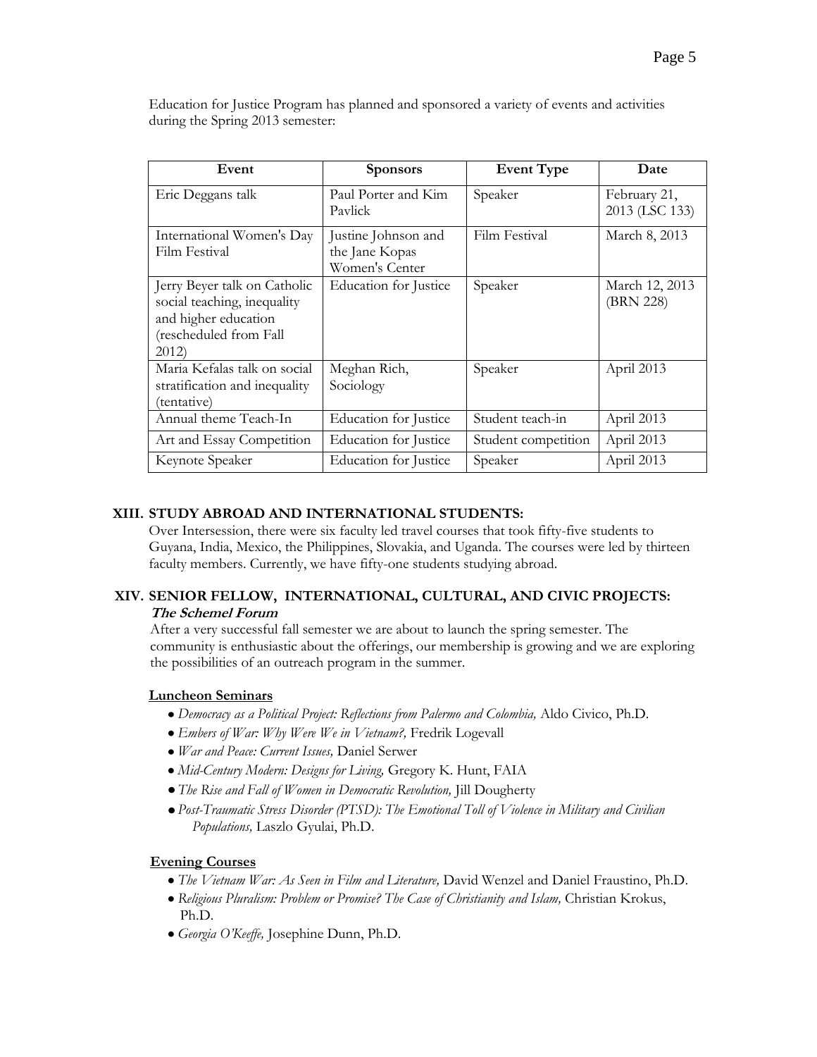Education for Justice Program has planned and sponsored a variety of events and activities during the Spring 2013 semester:

| Event | Sponsors | Event Type | Date |
|---|---|---|---|
| Eric Deggans talk | Paul Porter and Kim Pavlick | Speaker | February 21, 2013 (LSC 133) |
| International Women's Day Film Festival | Justine Johnson and the Jane Kopas Women's Center | Film Festival | March 8, 2013 |
| Jerry Beyer talk on Catholic social teaching, inequality and higher education (rescheduled from Fall 2012) | Education for Justice | Speaker | March 12, 2013 (BRN 228) |
| Maria Kefalas talk on social stratification and inequality (tentative) | Meghan Rich, Sociology | Speaker | April 2013 |
| Annual theme Teach-In | Education for Justice | Student teach-in | April 2013 |
| Art and Essay Competition | Education for Justice | Student competition | April 2013 |
| Keynote Speaker | Education for Justice | Speaker | April 2013 |

## XIII. STUDY ABROAD AND INTERNATIONAL STUDENTS:

Over Intersession, there were six faculty led travel courses that took fifty-five students to Guyana, India, Mexico, the Philippines, Slovakia, and Uganda. The courses were led by thirteen faculty members. Currently, we have fifty-one students studying abroad.

## XIV. SENIOR FELLOW, INTERNATIONAL, CULTURAL, AND CIVIC PROJECTS:

***The Schemel Forum***

After a very successful fall semester we are about to launch the spring semester. The community is enthusiastic about the offerings, our membership is growing and we are exploring the possibilities of an outreach program in the summer.

**Luncheon Seminars**

- *Democracy as a Political Project: Reflections from Palermo and Colombia,* Aldo Civico, Ph.D.
- *Embers of War: Why Were We in Vietnam?,* Fredrik Logevall
- *War and Peace: Current Issues,* Daniel Serwer
- *Mid-Century Modern: Designs for Living,* Gregory K. Hunt, FAIA
- *The Rise and Fall of Women in Democratic Revolution,* Jill Dougherty
- *Post-Traumatic Stress Disorder (PTSD): The Emotional Toll of Violence in Military and Civilian Populations,* Laszlo Gyulai, Ph.D.

**Evening Courses**

- *The Vietnam War: As Seen in Film and Literature,* David Wenzel and Daniel Fraustino, Ph.D.
- *Religious Pluralism: Problem or Promise? The Case of Christianity and Islam,* Christian Krokus, Ph.D.
- *Georgia O'Keeffe,* Josephine Dunn, Ph.D.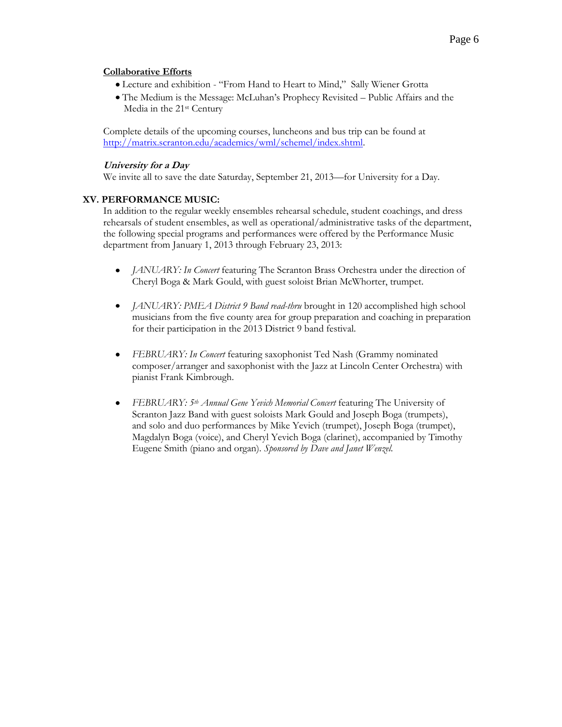**Collaborative Efforts**

- Lecture and exhibition - "From Hand to Heart to Mind," Sally Wiener Grotta
- The Medium is the Message: McLuhan's Prophecy Revisited – Public Affairs and the Media in the 21st Century

Complete details of the upcoming courses, luncheons and bus trip can be found at http://matrix.scranton.edu/academics/wml/schemel/index.shtml.

***University for a Day***

We invite all to save the date Saturday, September 21, 2013—for University for a Day.

## XV. PERFORMANCE MUSIC:

In addition to the regular weekly ensembles rehearsal schedule, student coachings, and dress rehearsals of student ensembles, as well as operational/administrative tasks of the department, the following special programs and performances were offered by the Performance Music department from January 1, 2013 through February 23, 2013:

- *JANUARY: In Concert* featuring The Scranton Brass Orchestra under the direction of Cheryl Boga & Mark Gould, with guest soloist Brian McWhorter, trumpet.

- *JANUARY: PMEA District 9 Band read-thru* brought in 120 accomplished high school musicians from the five county area for group preparation and coaching in preparation for their participation in the 2013 District 9 band festival.

- *FEBRUARY: In Concert* featuring saxophonist Ted Nash (Grammy nominated composer/arranger and saxophonist with the Jazz at Lincoln Center Orchestra) with pianist Frank Kimbrough.

- *FEBRUARY: 5th Annual Gene Yevich Memorial Concert* featuring The University of Scranton Jazz Band with guest soloists Mark Gould and Joseph Boga (trumpets), and solo and duo performances by Mike Yevich (trumpet), Joseph Boga (trumpet), Magdalyn Boga (voice), and Cheryl Yevich Boga (clarinet), accompanied by Timothy Eugene Smith (piano and organ). *Sponsored by Dave and Janet Wenzel.*